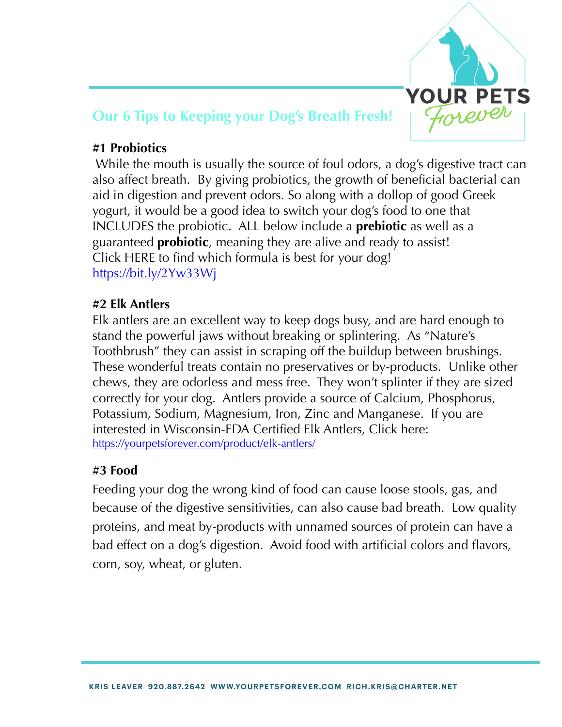## Our 6 Tips to Keeping your Dog's Breath Fresh!

### #1 Probiotics

While the mouth is usually the source of foul odors, a dog's digestive tract can also affect breath. By giving probiotics, the growth of beneficial bacterial can aid in digestion and prevent odors. So along with a dollop of good Greek yogurt, it would be a good idea to switch your dog's food to one that INCLUDES the probiotic. ALL below include a **prebiotic** as well as a guaranteed **probiotic**, meaning they are alive and ready to assist! Click HERE to find which formula is best for your dog!
https://bit.ly/2Yw33Wj

### #2 Elk Antlers

Elk antlers are an excellent way to keep dogs busy, and are hard enough to stand the powerful jaws without breaking or splintering. As "Nature's Toothbrush" they can assist in scraping off the buildup between brushings. These wonderful treats contain no preservatives or by-products. Unlike other chews, they are odorless and mess free. They won't splinter if they are sized correctly for your dog. Antlers provide a source of Calcium, Phosphorus, Potassium, Sodium, Magnesium, Iron, Zinc and Manganese. If you are interested in Wisconsin-FDA Certified Elk Antlers, Click here:
https://yourpetsforever.com/product/elk-antlers/

### #3 Food

Feeding your dog the wrong kind of food can cause loose stools, gas, and because of the digestive sensitivities, can also cause bad breath. Low quality proteins, and meat by-products with unnamed sources of protein can have a bad effect on a dog's digestion. Avoid food with artificial colors and flavors, corn, soy, wheat, or gluten.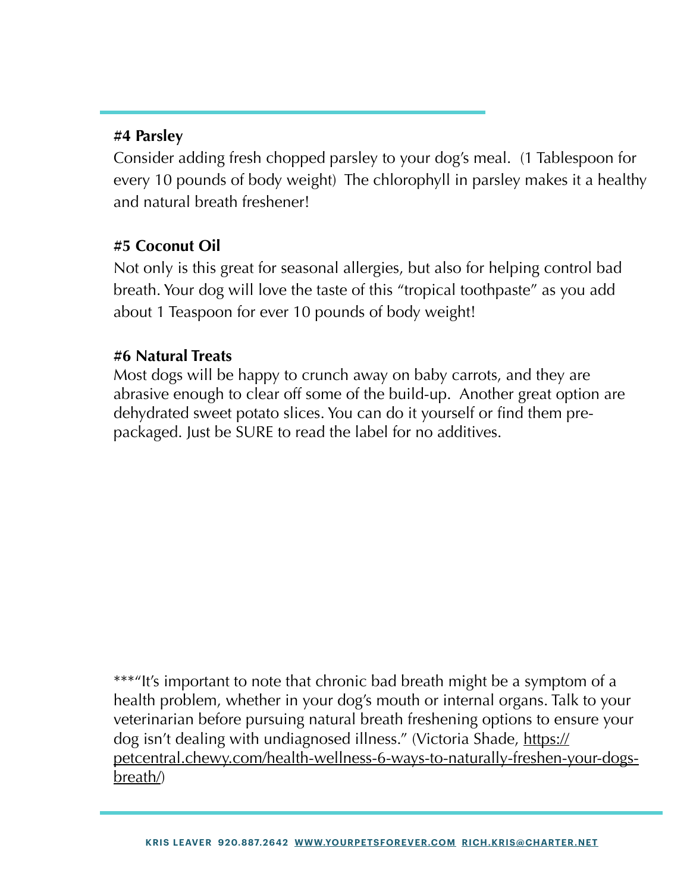**#4 Parsley**

Consider adding fresh chopped parsley to your dog's meal. (1 Tablespoon for every 10 pounds of body weight) The chlorophyll in parsley makes it a healthy and natural breath freshener!

**#5 Coconut Oil**

Not only is this great for seasonal allergies, but also for helping control bad breath. Your dog will love the taste of this "tropical toothpaste" as you add about 1 Teaspoon for ever 10 pounds of body weight!

**#6 Natural Treats**

Most dogs will be happy to crunch away on baby carrots, and they are abrasive enough to clear off some of the build-up. Another great option are dehydrated sweet potato slices. You can do it yourself or find them pre-packaged. Just be SURE to read the label for no additives.

***"It's important to note that chronic bad breath might be a symptom of a health problem, whether in your dog's mouth or internal organs. Talk to your veterinarian before pursuing natural breath freshening options to ensure your dog isn't dealing with undiagnosed illness." (Victoria Shade, https://petcentral.chewy.com/health-wellness-6-ways-to-naturally-freshen-your-dogs-breath/)

KRIS LEAVER 920.887.2642 WWW.YOURPETSFOREVER.COM RICH.KRIS@CHARTER.NET